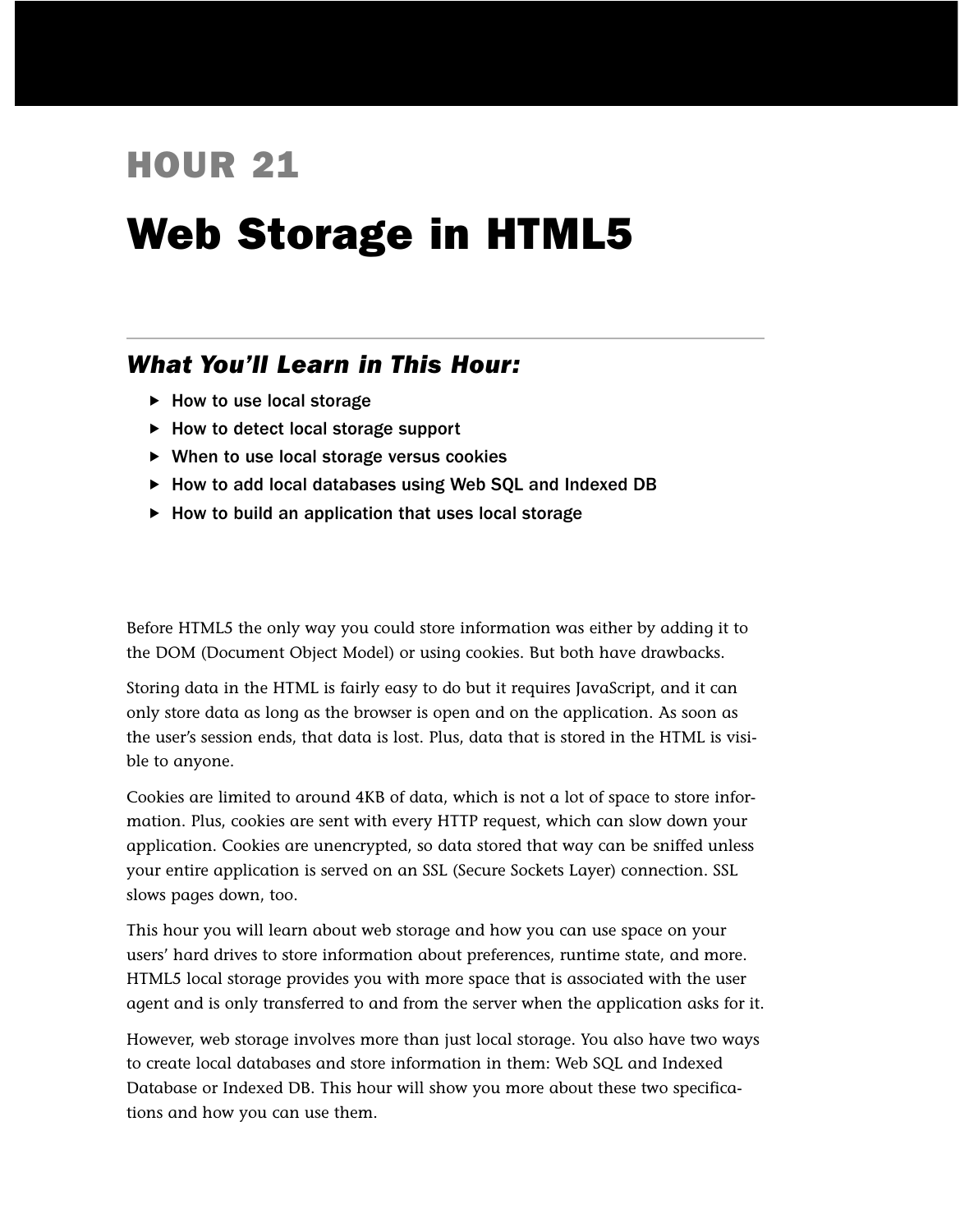# HOUR 21

# Web Storage in HTML5

### *What You'll Learn in This Hour:*

- How to use local storage
- How to detect local storage support
- When to use local storage versus cookies
- How to add local databases using Web SQL and Indexed DB
- How to build an application that uses local storage

Before HTML5 the only way you could store information was either by adding it to the DOM (Document Object Model) or using cookies. But both have drawbacks.

Storing data in the HTML is fairly easy to do but it requires JavaScript, and it can only store data as long as the browser is open and on the application. As soon as the user's session ends, that data is lost. Plus, data that is stored in the HTML is visible to anyone.

Cookies are limited to around 4KB of data, which is not a lot of space to store information. Plus, cookies are sent with every HTTP request, which can slow down your application. Cookies are unencrypted, so data stored that way can be sniffed unless your entire application is served on an SSL (Secure Sockets Layer) connection. SSL slows pages down, too.

This hour you will learn about web storage and how you can use space on your users' hard drives to store information about preferences, runtime state, and more. HTML5 local storage provides you with more space that is associated with the user agent and is only transferred to and from the server when the application asks for it.

However, web storage involves more than just local storage. You also have two ways to create local databases and store information in them: Web SQL and Indexed Database or Indexed DB. This hour will show you more about these two specifications and how you can use them.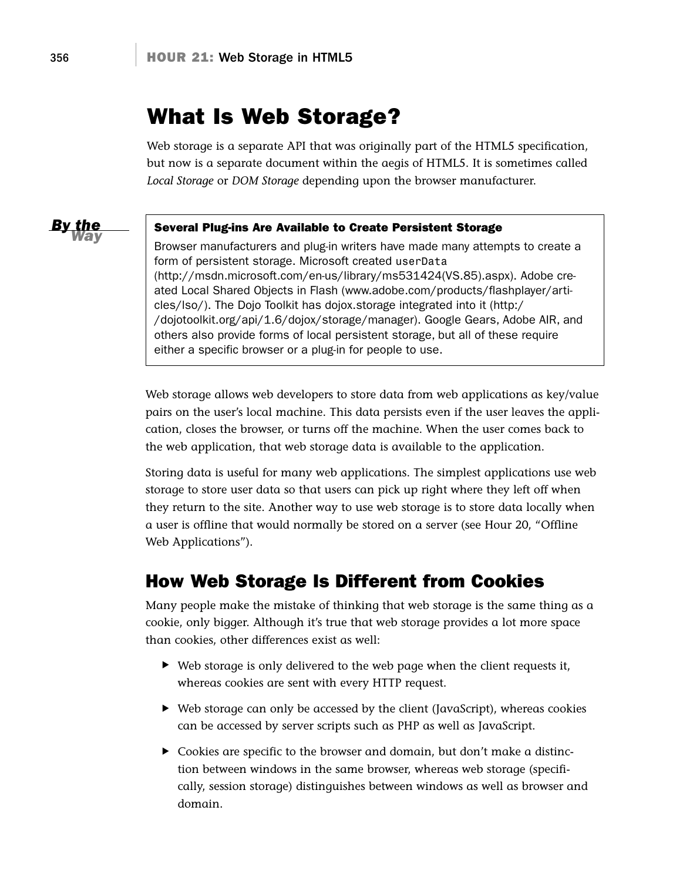# What Is Web Storage?

Web storage is a separate API that was originally part of the HTML5 specification, but now is a separate document within the aegis of HTML5. It is sometimes called *Local Storage* or *DOM Storage* depending upon the browser manufacturer.

> ***By the Way***
>
> **Several Plug-ins Are Available to Create Persistent Storage**
>
> Browser manufacturers and plug-in writers have made many attempts to create a form of persistent storage. Microsoft created `userData` (http://msdn.microsoft.com/en-us/library/ms531424(VS.85).aspx). Adobe created Local Shared Objects in Flash (www.adobe.com/products/flashplayer/articles/lso/). The Dojo Toolkit has dojox.storage integrated into it (http://dojotoolkit.org/api/1.6/dojox/storage/manager). Google Gears, Adobe AIR, and others also provide forms of local persistent storage, but all of these require either a specific browser or a plug-in for people to use.

Web storage allows web developers to store data from web applications as key/value pairs on the user's local machine. This data persists even if the user leaves the application, closes the browser, or turns off the machine. When the user comes back to the web application, that web storage data is available to the application.

Storing data is useful for many web applications. The simplest applications use web storage to store user data so that users can pick up right where they left off when they return to the site. Another way to use web storage is to store data locally when a user is offline that would normally be stored on a server (see Hour 20, "Offline Web Applications").

## How Web Storage Is Different from Cookies

Many people make the mistake of thinking that web storage is the same thing as a cookie, only bigger. Although it's true that web storage provides a lot more space than cookies, other differences exist as well:

- Web storage is only delivered to the web page when the client requests it, whereas cookies are sent with every HTTP request.
- Web storage can only be accessed by the client (JavaScript), whereas cookies can be accessed by server scripts such as PHP as well as JavaScript.
- Cookies are specific to the browser and domain, but don't make a distinction between windows in the same browser, whereas web storage (specifically, session storage) distinguishes between windows as well as browser and domain.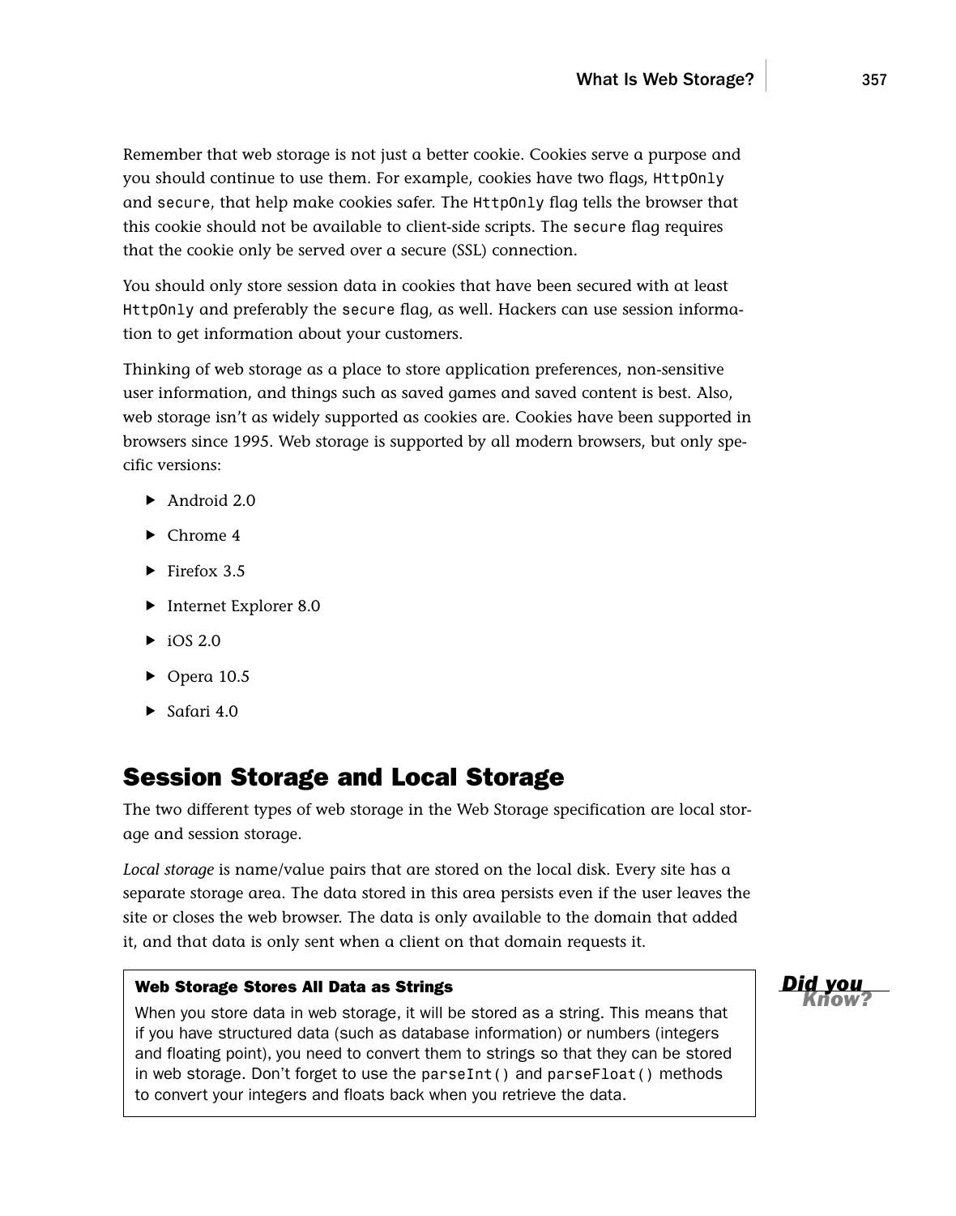Remember that web storage is not just a better cookie. Cookies serve a purpose and you should continue to use them. For example, cookies have two flags, `HttpOnly` and `secure`, that help make cookies safer. The `HttpOnly` flag tells the browser that this cookie should not be available to client-side scripts. The `secure` flag requires that the cookie only be served over a secure (SSL) connection.

You should only store session data in cookies that have been secured with at least `HttpOnly` and preferably the `secure` flag, as well. Hackers can use session information to get information about your customers.

Thinking of web storage as a place to store application preferences, non-sensitive user information, and things such as saved games and saved content is best. Also, web storage isn't as widely supported as cookies are. Cookies have been supported in browsers since 1995. Web storage is supported by all modern browsers, but only specific versions:

- Android 2.0
- Chrome 4
- Firefox 3.5
- Internet Explorer 8.0
- iOS 2.0
- Opera 10.5
- Safari 4.0

## Session Storage and Local Storage

The two different types of web storage in the Web Storage specification are local storage and session storage.

*Local storage* is name/value pairs that are stored on the local disk. Every site has a separate storage area. The data stored in this area persists even if the user leaves the site or closes the web browser. The data is only available to the domain that added it, and that data is only sent when a client on that domain requests it.

> **Did you Know?**
>
> **Web Storage Stores All Data as Strings**
>
> When you store data in web storage, it will be stored as a string. This means that if you have structured data (such as database information) or numbers (integers and floating point), you need to convert them to strings so that they can be stored in web storage. Don't forget to use the `parseInt()` and `parseFloat()` methods to convert your integers and floats back when you retrieve the data.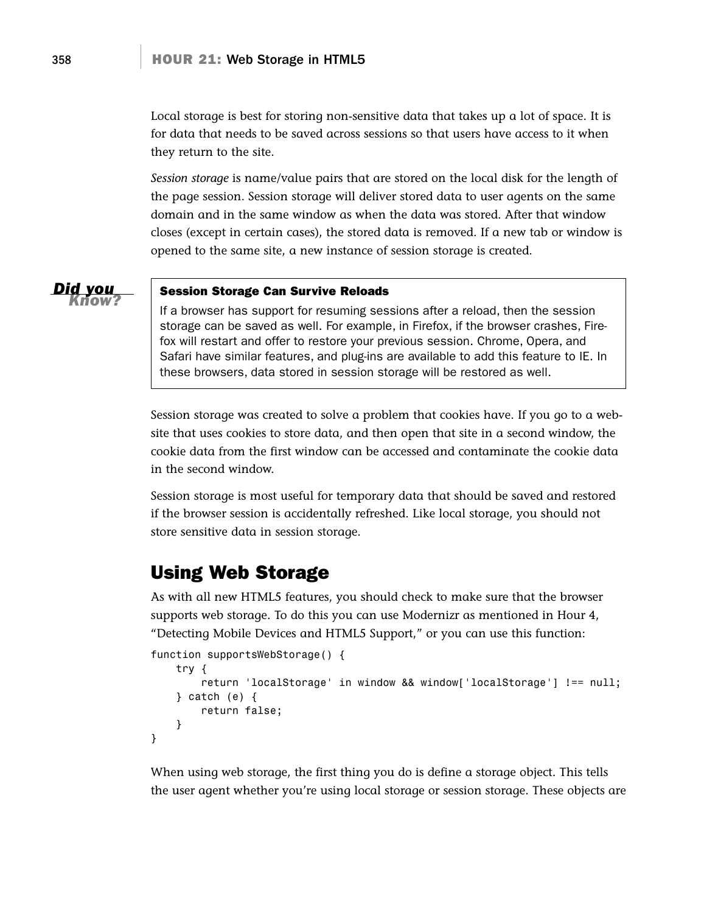Local storage is best for storing non-sensitive data that takes up a lot of space. It is for data that needs to be saved across sessions so that users have access to it when they return to the site.

*Session storage* is name/value pairs that are stored on the local disk for the length of the page session. Session storage will deliver stored data to user agents on the same domain and in the same window as when the data was stored. After that window closes (except in certain cases), the stored data is removed. If a new tab or window is opened to the same site, a new instance of session storage is created.

> **Did you Know?**
>
> **Session Storage Can Survive Reloads**
>
> If a browser has support for resuming sessions after a reload, then the session storage can be saved as well. For example, in Firefox, if the browser crashes, Firefox will restart and offer to restore your previous session. Chrome, Opera, and Safari have similar features, and plug-ins are available to add this feature to IE. In these browsers, data stored in session storage will be restored as well.

Session storage was created to solve a problem that cookies have. If you go to a website that uses cookies to store data, and then open that site in a second window, the cookie data from the first window can be accessed and contaminate the cookie data in the second window.

Session storage is most useful for temporary data that should be saved and restored if the browser session is accidentally refreshed. Like local storage, you should not store sensitive data in session storage.

## Using Web Storage

As with all new HTML5 features, you should check to make sure that the browser supports web storage. To do this you can use Modernizr as mentioned in Hour 4, "Detecting Mobile Devices and HTML5 Support," or you can use this function:

```
function supportsWebStorage() {
    try {
        return 'localStorage' in window && window['localStorage'] !== null;
    } catch (e) {
        return false;
    }
}
```

When using web storage, the first thing you do is define a storage object. This tells the user agent whether you're using local storage or session storage. These objects are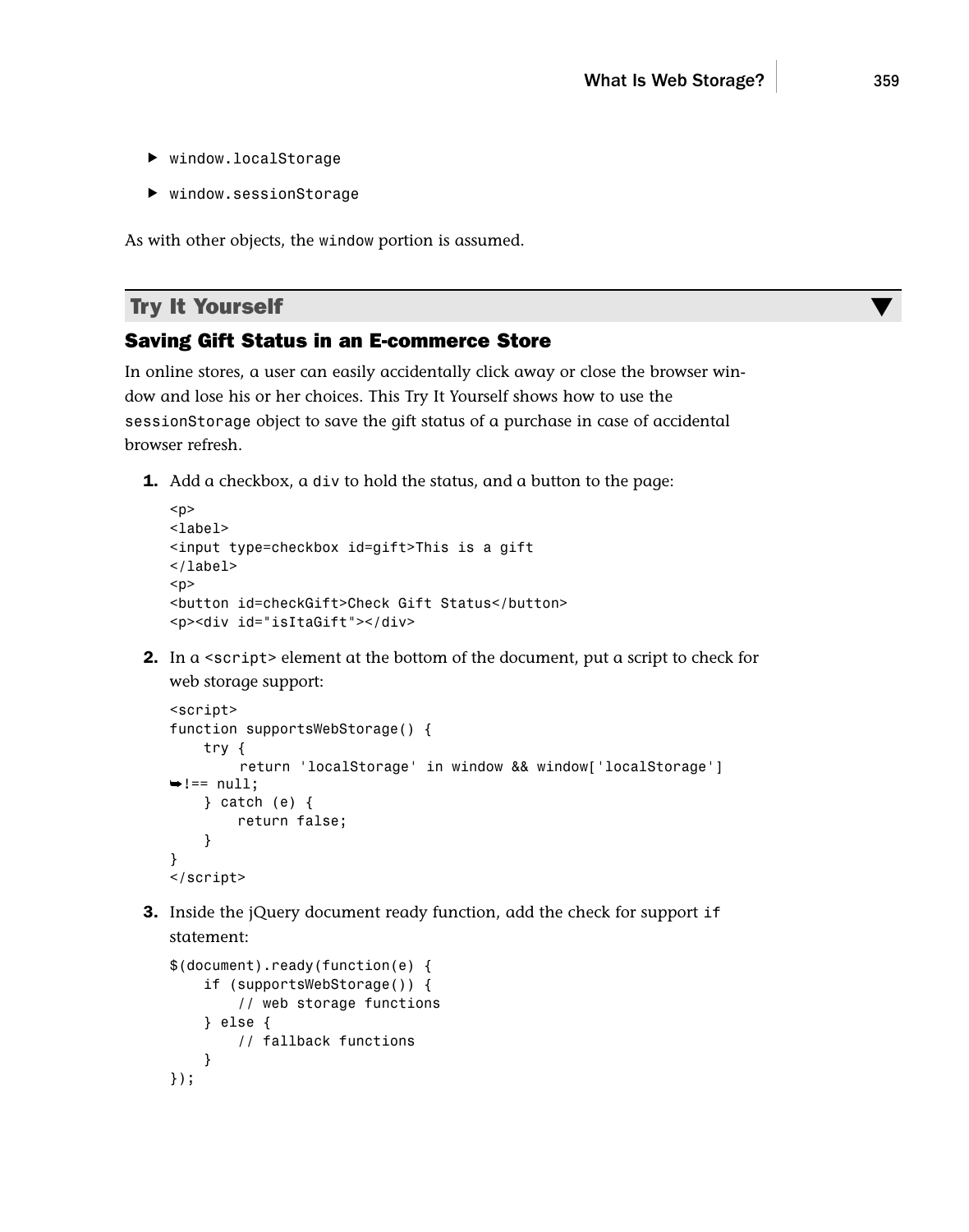- `window.localStorage`
- `window.sessionStorage`

As with other objects, the `window` portion is assumed.

## Try It Yourself

### Saving Gift Status in an E-commerce Store

In online stores, a user can easily accidentally click away or close the browser window and lose his or her choices. This Try It Yourself shows how to use the `sessionStorage` object to save the gift status of a purchase in case of accidental browser refresh.

1. Add a checkbox, a `div` to hold the status, and a button to the page:

```
<p>
<label>
<input type=checkbox id=gift>This is a gift
</label>
<p>
<button id=checkGift>Check Gift Status</button>
<p><div id="isItaGift"></div>
```

2. In a `<script>` element at the bottom of the document, put a script to check for web storage support:

```
<script>
function supportsWebStorage() {
    try {
        return 'localStorage' in window && window['localStorage']
➥!== null;
    } catch (e) {
        return false;
    }
}
</script>
```

3. Inside the jQuery document ready function, add the check for support `if` statement:

```
$(document).ready(function(e) {
    if (supportsWebStorage()) {
        // web storage functions
    } else {
        // fallback functions
    }
});
```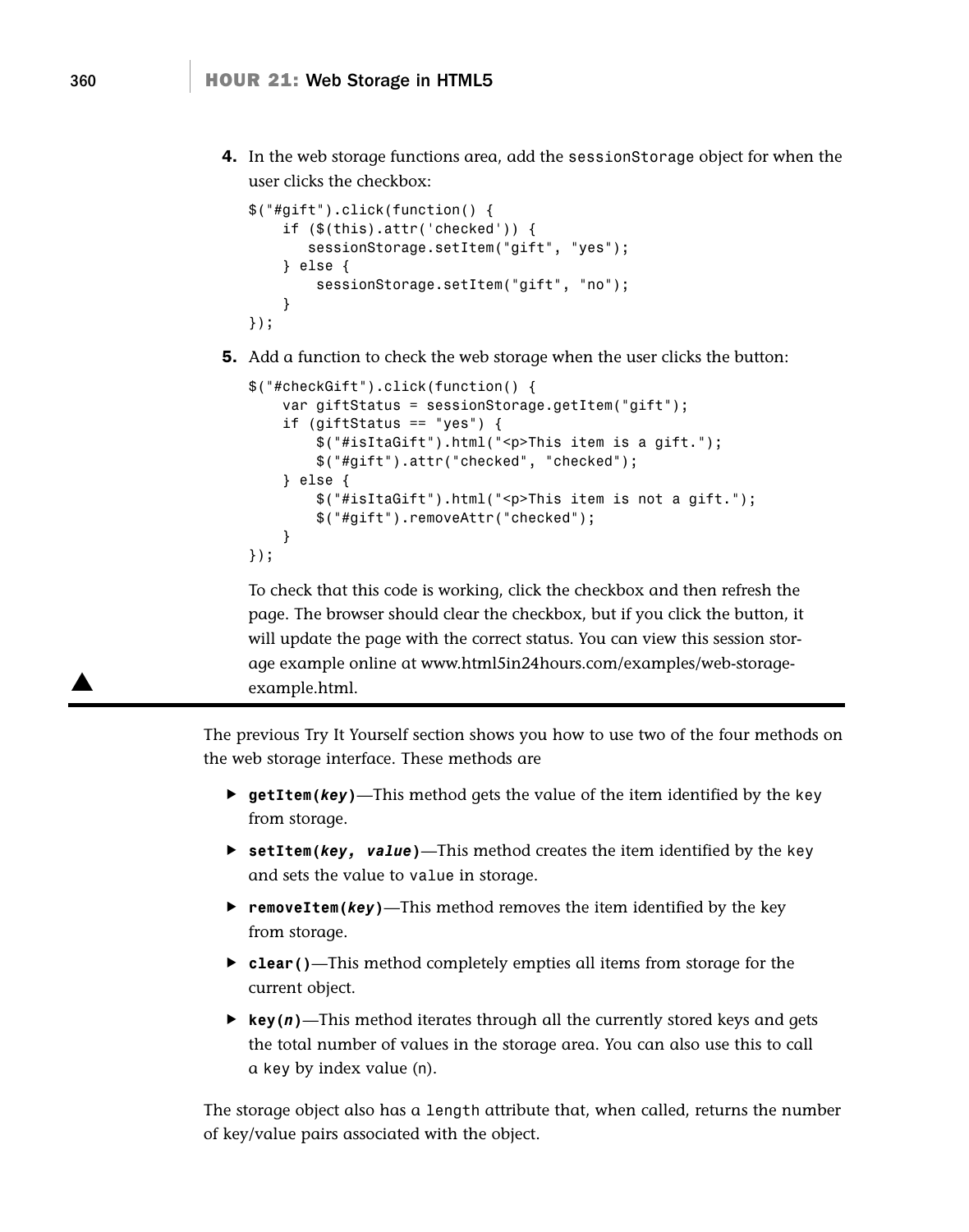4. In the web storage functions area, add the sessionStorage object for when the user clicks the checkbox:

```
$("#gift").click(function() {
    if ($(this).attr('checked')) {
       sessionStorage.setItem("gift", "yes");
    } else {
        sessionStorage.setItem("gift", "no");
    }
});
```

5. Add a function to check the web storage when the user clicks the button:

```
$("#checkGift").click(function() {
    var giftStatus = sessionStorage.getItem("gift");
    if (giftStatus == "yes") {
        $("#isItaGift").html("<p>This item is a gift.");
        $("#gift").attr("checked", "checked");
    } else {
        $("#isItaGift").html("<p>This item is not a gift.");
        $("#gift").removeAttr("checked");
    }
});
```

To check that this code is working, click the checkbox and then refresh the page. The browser should clear the checkbox, but if you click the button, it will update the page with the correct status. You can view this session storage example online at www.html5in24hours.com/examples/web-storage-example.html.

The previous Try It Yourself section shows you how to use two of the four methods on the web storage interface. These methods are

- **getItem(*key*)**—This method gets the value of the item identified by the key from storage.
- **setItem(*key, value*)**—This method creates the item identified by the key and sets the value to value in storage.
- **removeItem(*key*)**—This method removes the item identified by the key from storage.
- **clear()**—This method completely empties all items from storage for the current object.
- **key(*n*)**—This method iterates through all the currently stored keys and gets the total number of values in the storage area. You can also use this to call a key by index value (n).

The storage object also has a length attribute that, when called, returns the number of key/value pairs associated with the object.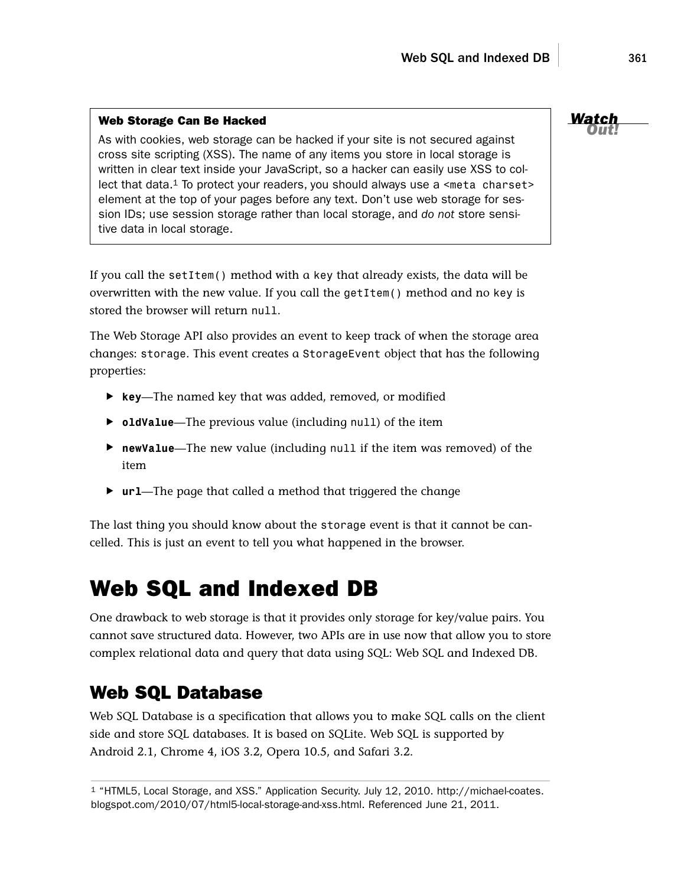**Watch Out!**

> **Web Storage Can Be Hacked**
>
> As with cookies, web storage can be hacked if your site is not secured against cross site scripting (XSS). The name of any items you store in local storage is written in clear text inside your JavaScript, so a hacker can easily use XSS to collect that data.[1] To protect your readers, you should always use a `<meta charset>` element at the top of your pages before any text. Don't use web storage for session IDs; use session storage rather than local storage, and *do not* store sensitive data in local storage.

If you call the `setItem()` method with a `key` that already exists, the data will be overwritten with the new value. If you call the `getItem()` method and no `key` is stored the browser will return `null`.

The Web Storage API also provides an event to keep track of when the storage area changes: `storage`. This event creates a `StorageEvent` object that has the following properties:

- **`key`**—The named key that was added, removed, or modified
- **`oldValue`**—The previous value (including `null`) of the item
- **`newValue`**—The new value (including `null` if the item was removed) of the item
- **`url`**—The page that called a method that triggered the change

The last thing you should know about the `storage` event is that it cannot be cancelled. This is just an event to tell you what happened in the browser.

# Web SQL and Indexed DB

One drawback to web storage is that it provides only storage for key/value pairs. You cannot save structured data. However, two APIs are in use now that allow you to store complex relational data and query that data using SQL: Web SQL and Indexed DB.

## Web SQL Database

Web SQL Database is a specification that allows you to make SQL calls on the client side and store SQL databases. It is based on SQLite. Web SQL is supported by Android 2.1, Chrome 4, iOS 3.2, Opera 10.5, and Safari 3.2.

---

[1] "HTML5, Local Storage, and XSS." Application Security. July 12, 2010. http://michael-coates.blogspot.com/2010/07/html5-local-storage-and-xss.html. Referenced June 21, 2011.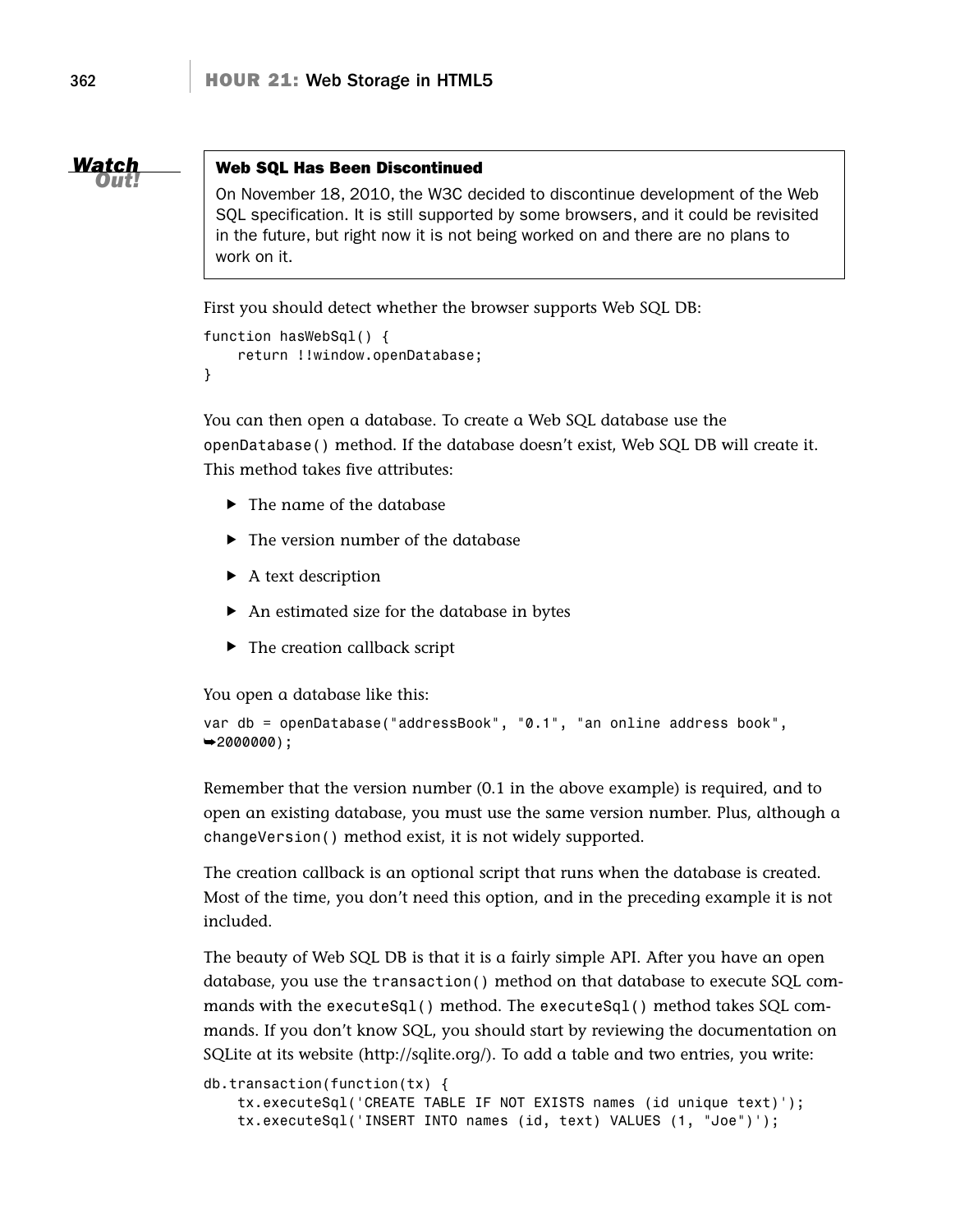**Watch Out!**

> **Web SQL Has Been Discontinued**
>
> On November 18, 2010, the W3C decided to discontinue development of the Web SQL specification. It is still supported by some browsers, and it could be revisited in the future, but right now it is not being worked on and there are no plans to work on it.

First you should detect whether the browser supports Web SQL DB:

```
function hasWebSql() {
    return !!window.openDatabase;
}
```

You can then open a database. To create a Web SQL database use the `openDatabase()` method. If the database doesn't exist, Web SQL DB will create it. This method takes five attributes:

- The name of the database
- The version number of the database
- A text description
- An estimated size for the database in bytes
- The creation callback script

You open a database like this:

```
var db = openDatabase("addressBook", "0.1", "an online address book",
➥2000000);
```

Remember that the version number (0.1 in the above example) is required, and to open an existing database, you must use the same version number. Plus, although a `changeVersion()` method exist, it is not widely supported.

The creation callback is an optional script that runs when the database is created. Most of the time, you don't need this option, and in the preceding example it is not included.

The beauty of Web SQL DB is that it is a fairly simple API. After you have an open database, you use the `transaction()` method on that database to execute SQL commands with the `executeSql()` method. The `executeSql()` method takes SQL commands. If you don't know SQL, you should start by reviewing the documentation on SQLite at its website (http://sqlite.org/). To add a table and two entries, you write:

```
db.transaction(function(tx) {
    tx.executeSql('CREATE TABLE IF NOT EXISTS names (id unique text)');
    tx.executeSql('INSERT INTO names (id, text) VALUES (1, "Joe")');
```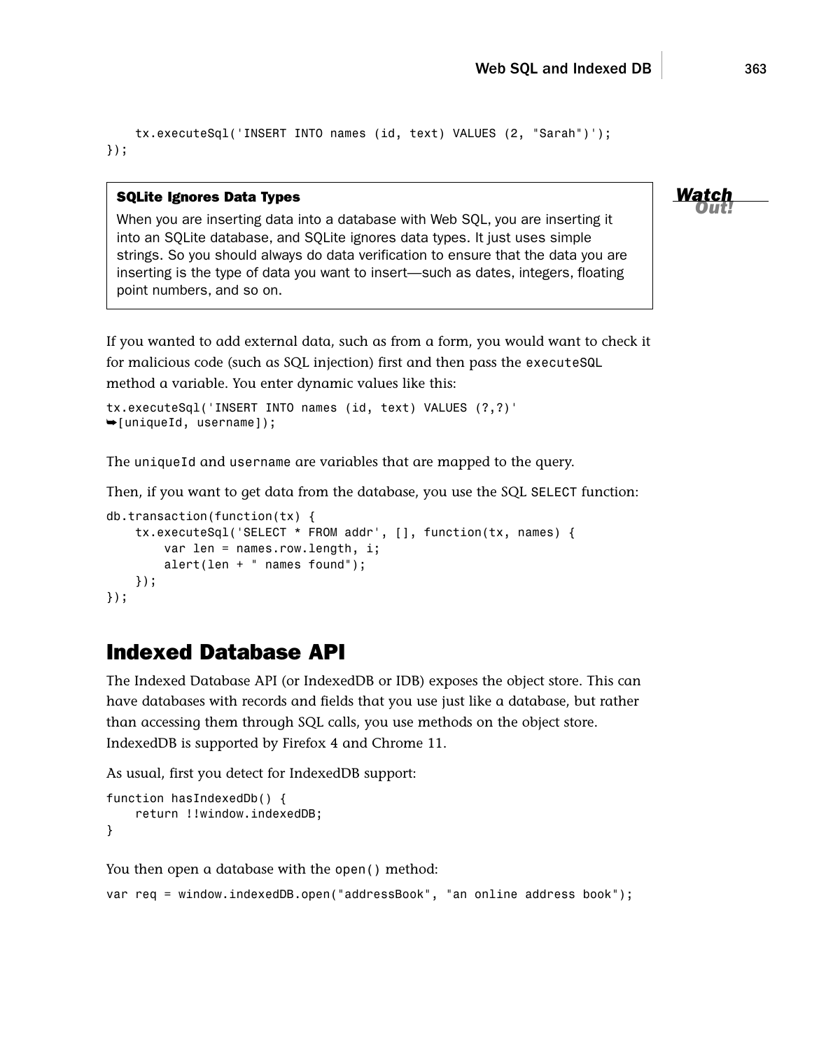```
    tx.executeSql('INSERT INTO names (id, text) VALUES (2, "Sarah")');
});
```

> **SQLite Ignores Data Types**
>
> When you are inserting data into a database with Web SQL, you are inserting it into an SQLite database, and SQLite ignores data types. It just uses simple strings. So you should always do data verification to ensure that the data you are inserting is the type of data you want to insert—such as dates, integers, floating point numbers, and so on.

*Watch Out!*

If you wanted to add external data, such as from a form, you would want to check it for malicious code (such as SQL injection) first and then pass the `executeSQL` method a variable. You enter dynamic values like this:

```
tx.executeSql('INSERT INTO names (id, text) VALUES (?,?)'
➥[uniqueId, username]);
```

The `uniqueId` and `username` are variables that are mapped to the query.

Then, if you want to get data from the database, you use the SQL `SELECT` function:

```
db.transaction(function(tx) {
    tx.executeSql('SELECT * FROM addr', [], function(tx, names) {
        var len = names.row.length, i;
        alert(len + " names found");
    });
});
```

## Indexed Database API

The Indexed Database API (or IndexedDB or IDB) exposes the object store. This can have databases with records and fields that you use just like a database, but rather than accessing them through SQL calls, you use methods on the object store. IndexedDB is supported by Firefox 4 and Chrome 11.

As usual, first you detect for IndexedDB support:

```
function hasIndexedDb() {
    return !!window.indexedDB;
}
```

You then open a database with the `open()` method:

```
var req = window.indexedDB.open("addressBook", "an online address book");
```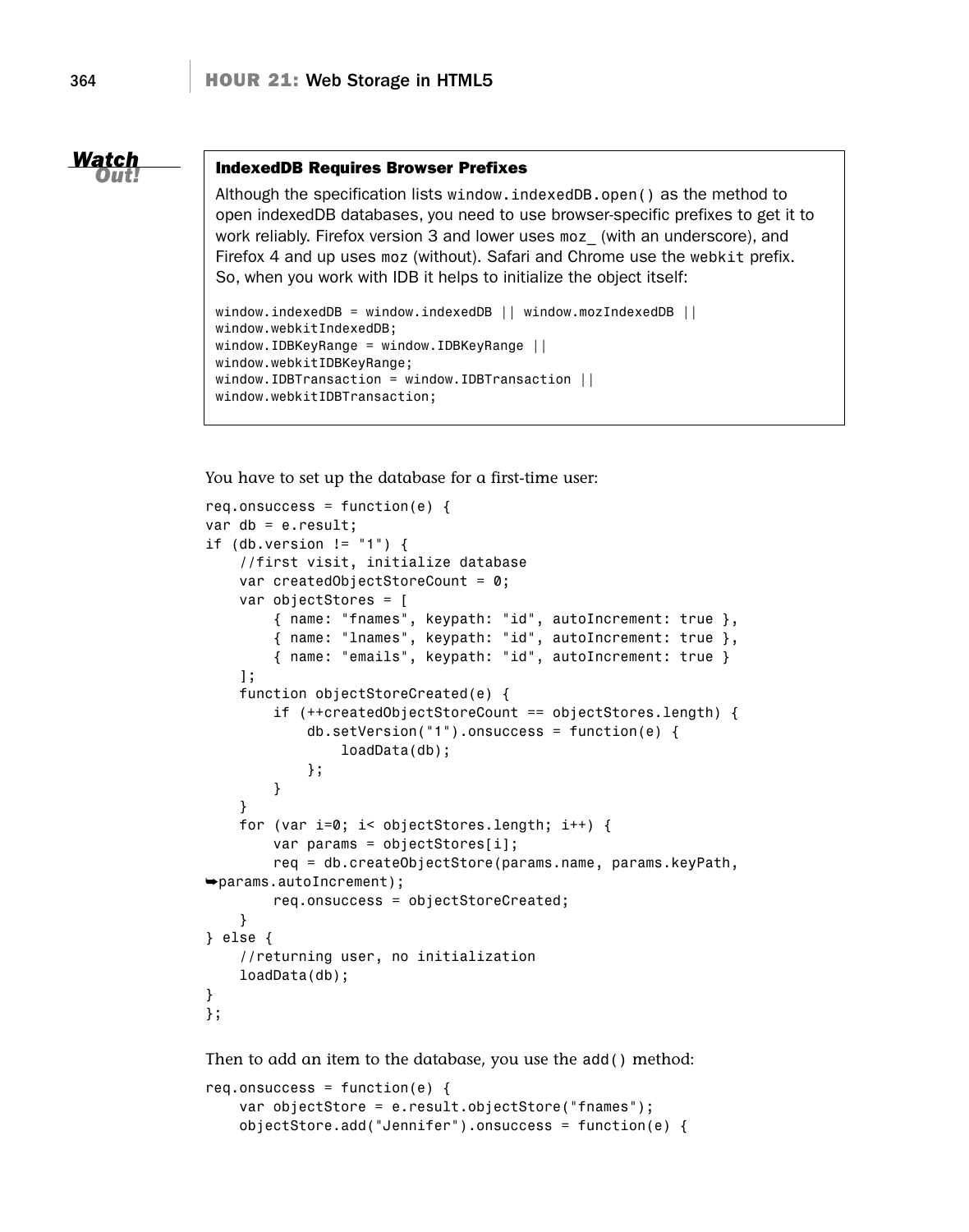**Watch Out!**

**IndexedDB Requires Browser Prefixes**

Although the specification lists `window.indexedDB.open()` as the method to open indexedDB databases, you need to use browser-specific prefixes to get it to work reliably. Firefox version 3 and lower uses `moz_` (with an underscore), and Firefox 4 and up uses `moz` (without). Safari and Chrome use the `webkit` prefix. So, when you work with IDB it helps to initialize the object itself:

```
window.indexedDB = window.indexedDB || window.mozIndexedDB ||
window.webkitIndexedDB;
window.IDBKeyRange = window.IDBKeyRange ||
window.webkitIDBKeyRange;
window.IDBTransaction = window.IDBTransaction ||
window.webkitIDBTransaction;
```

You have to set up the database for a first-time user:

```
req.onsuccess = function(e) {
var db = e.result;
if (db.version != "1") {
    //first visit, initialize database
    var createdObjectStoreCount = 0;
    var objectStores = [
        { name: "fnames", keypath: "id", autoIncrement: true },
        { name: "lnames", keypath: "id", autoIncrement: true },
        { name: "emails", keypath: "id", autoIncrement: true }
    ];
    function objectStoreCreated(e) {
        if (++createdObjectStoreCount == objectStores.length) {
            db.setVersion("1").onsuccess = function(e) {
                loadData(db);
            };
        }
    }
    for (var i=0; i< objectStores.length; i++) {
        var params = objectStores[i];
        req = db.createObjectStore(params.name, params.keyPath,
➥params.autoIncrement);
        req.onsuccess = objectStoreCreated;
    }
} else {
    //returning user, no initialization
    loadData(db);
}
};
```

Then to add an item to the database, you use the `add()` method:

```
req.onsuccess = function(e) {
    var objectStore = e.result.objectStore("fnames");
    objectStore.add("Jennifer").onsuccess = function(e) {
```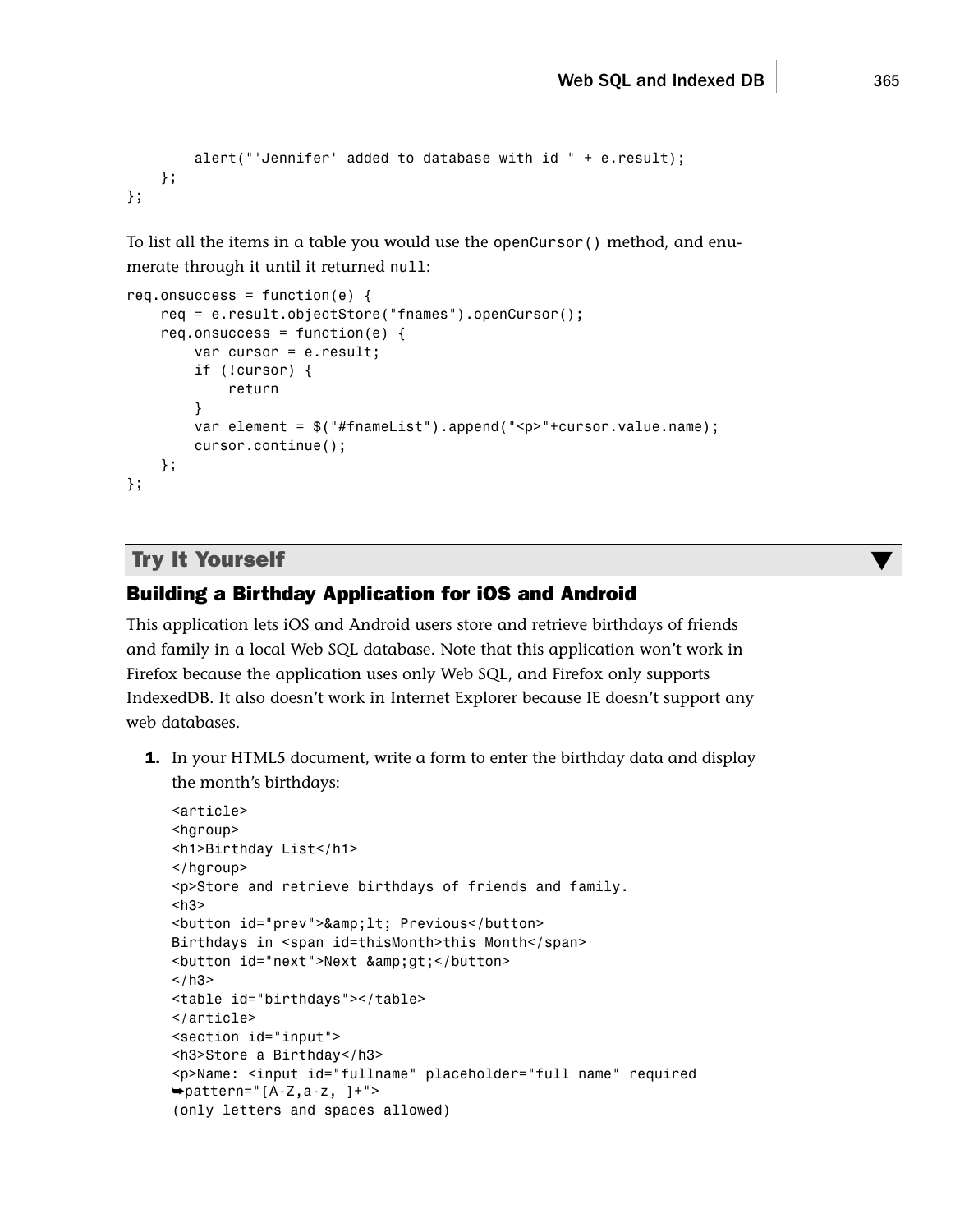```
        alert("'Jennifer' added to database with id " + e.result);
    };
};
```

To list all the items in a table you would use the `openCursor()` method, and enumerate through it until it returned `null`:

```
req.onsuccess = function(e) {
    req = e.result.objectStore("fnames").openCursor();
    req.onsuccess = function(e) {
        var cursor = e.result;
        if (!cursor) {
            return
        }
        var element = $("#fnameList").append("<p>"+cursor.value.name);
        cursor.continue();
    };
};
```

## Try It Yourself

### Building a Birthday Application for iOS and Android

This application lets iOS and Android users store and retrieve birthdays of friends and family in a local Web SQL database. Note that this application won't work in Firefox because the application uses only Web SQL, and Firefox only supports IndexedDB. It also doesn't work in Internet Explorer because IE doesn't support any web databases.

1. In your HTML5 document, write a form to enter the birthday data and display the month's birthdays:

```
<article>
<hgroup>
<h1>Birthday List</h1>
</hgroup>
<p>Store and retrieve birthdays of friends and family.
<h3>
<button id="prev">&amp;lt; Previous</button>
Birthdays in <span id=thisMonth>this Month</span>
<button id="next">Next &amp;gt;</button>
</h3>
<table id="birthdays"></table>
</article>
<section id="input">
<h3>Store a Birthday</h3>
<p>Name: <input id="fullname" placeholder="full name" required
➥pattern="[A-Z,a-z, ]+">
(only letters and spaces allowed)
```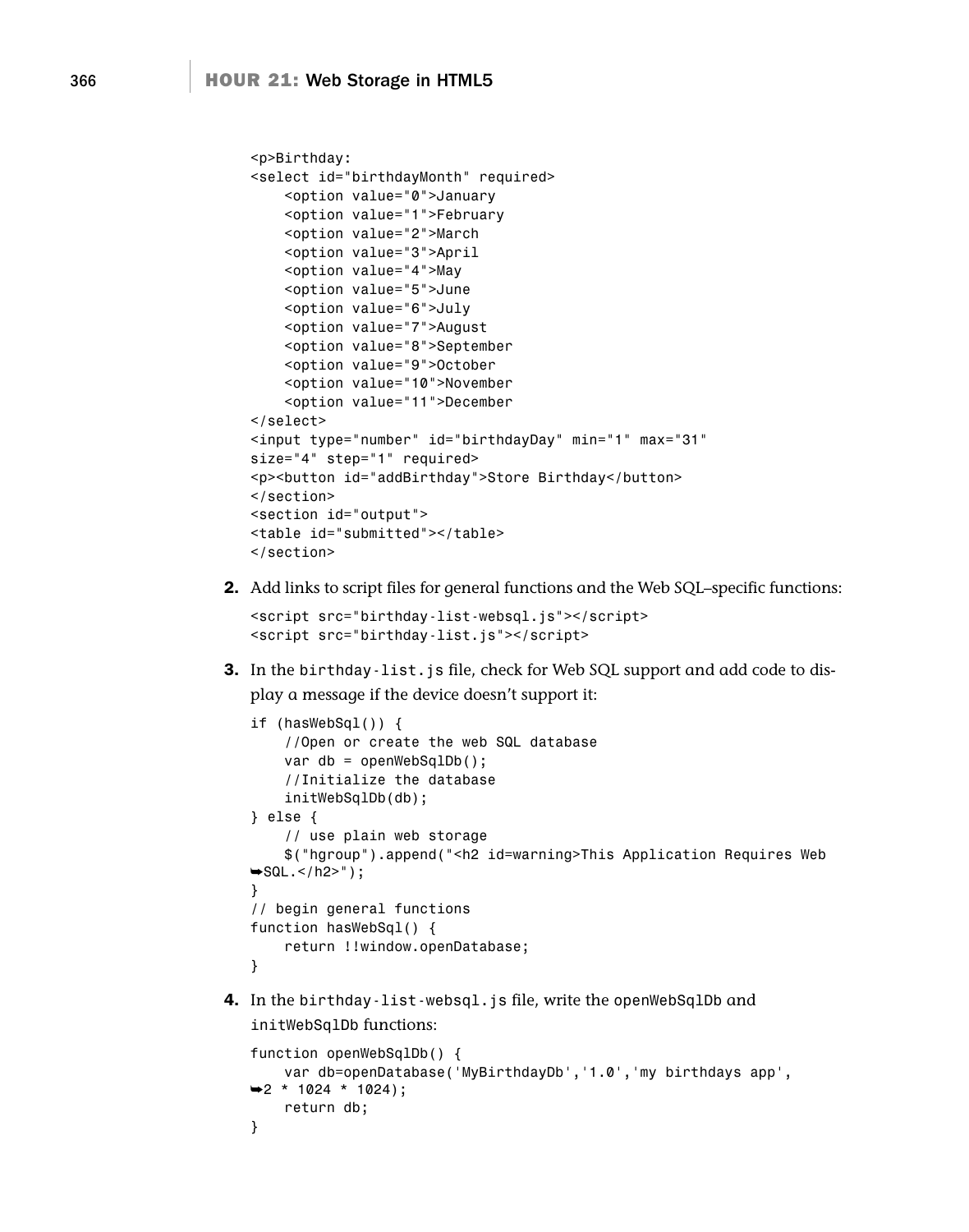```
<p>Birthday:
<select id="birthdayMonth" required>
    <option value="0">January
    <option value="1">February
    <option value="2">March
    <option value="3">April
    <option value="4">May
    <option value="5">June
    <option value="6">July
    <option value="7">August
    <option value="8">September
    <option value="9">October
    <option value="10">November
    <option value="11">December
</select>
<input type="number" id="birthdayDay" min="1" max="31"
size="4" step="1" required>
<p><button id="addBirthday">Store Birthday</button>
</section>
<section id="output">
<table id="submitted"></table>
</section>
```

2. Add links to script files for general functions and the Web SQL–specific functions:

```
<script src="birthday-list-websql.js"></script>
<script src="birthday-list.js"></script>
```

3. In the `birthday-list.js` file, check for Web SQL support and add code to display a message if the device doesn't support it:

```
if (hasWebSql()) {
    //Open or create the web SQL database
    var db = openWebSqlDb();
    //Initialize the database
    initWebSqlDb(db);
} else {
    // use plain web storage
    $("hgroup").append("<h2 id=warning>This Application Requires Web
➥SQL.</h2>");
}
// begin general functions
function hasWebSql() {
    return !!window.openDatabase;
}
```

4. In the `birthday-list-websql.js` file, write the `openWebSqlDb` and `initWebSqlDb` functions:

```
function openWebSqlDb() {
    var db=openDatabase('MyBirthdayDb','1.0','my birthdays app',
➥2 * 1024 * 1024);
    return db;
}
```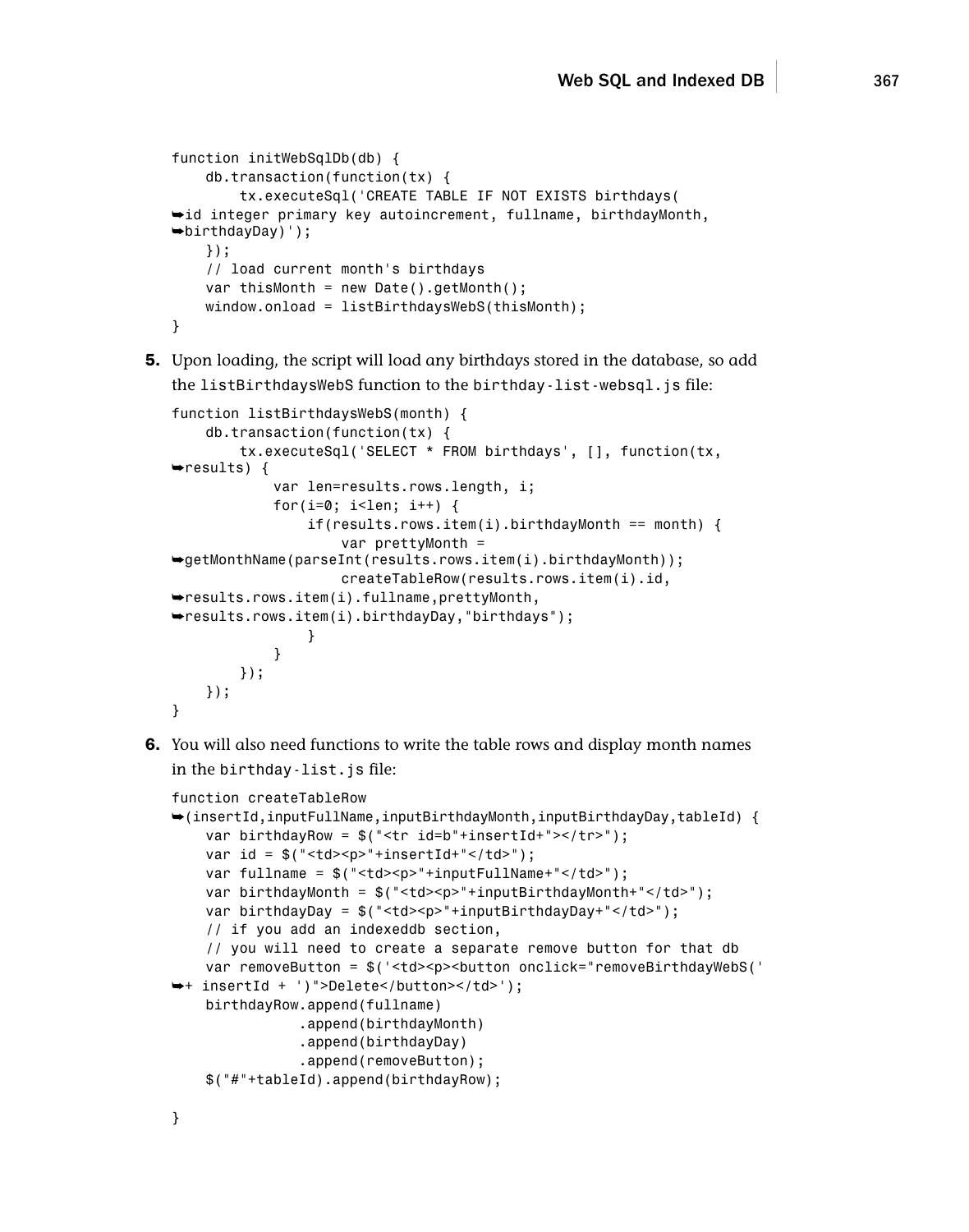```
function initWebSqlDb(db) {
    db.transaction(function(tx) {
        tx.executeSql('CREATE TABLE IF NOT EXISTS birthdays(
➥id integer primary key autoincrement, fullname, birthdayMonth,
➥birthdayDay)');
    });
    // load current month's birthdays
    var thisMonth = new Date().getMonth();
    window.onload = listBirthdaysWebS(thisMonth);
}
```

**5.** Upon loading, the script will load any birthdays stored in the database, so add the `listBirthdaysWebS` function to the `birthday-list-websql.js` file:

```
function listBirthdaysWebS(month) {
    db.transaction(function(tx) {
        tx.executeSql('SELECT * FROM birthdays', [], function(tx,
➥results) {
            var len=results.rows.length, i;
            for(i=0; i<len; i++) {
                if(results.rows.item(i).birthdayMonth == month) {
                    var prettyMonth =
➥getMonthName(parseInt(results.rows.item(i).birthdayMonth));
                    createTableRow(results.rows.item(i).id,
➥results.rows.item(i).fullname,prettyMonth,
➥results.rows.item(i).birthdayDay,"birthdays");
                }
            }
        });
    });
}
```

**6.** You will also need functions to write the table rows and display month names in the `birthday-list.js` file:

```
function createTableRow
➥(insertId,inputFullName,inputBirthdayMonth,inputBirthdayDay,tableId) {
    var birthdayRow = $("<tr id=b"+insertId+"></tr>");
    var id = $("<td><p>"+insertId+"</td>");
    var fullname = $("<td><p>"+inputFullName+"</td>");
    var birthdayMonth = $("<td><p>"+inputBirthdayMonth+"</td>");
    var birthdayDay = $("<td><p>"+inputBirthdayDay+"</td>");
    // if you add an indexeddb section,
    // you will need to create a separate remove button for that db
    var removeButton = $('<td><p><button onclick="removeBirthdayWebS('
➥+ insertId + ')">Delete</button></td>');
    birthdayRow.append(fullname)
              .append(birthdayMonth)
              .append(birthdayDay)
              .append(removeButton);
    $("#"+tableId).append(birthdayRow);

}
```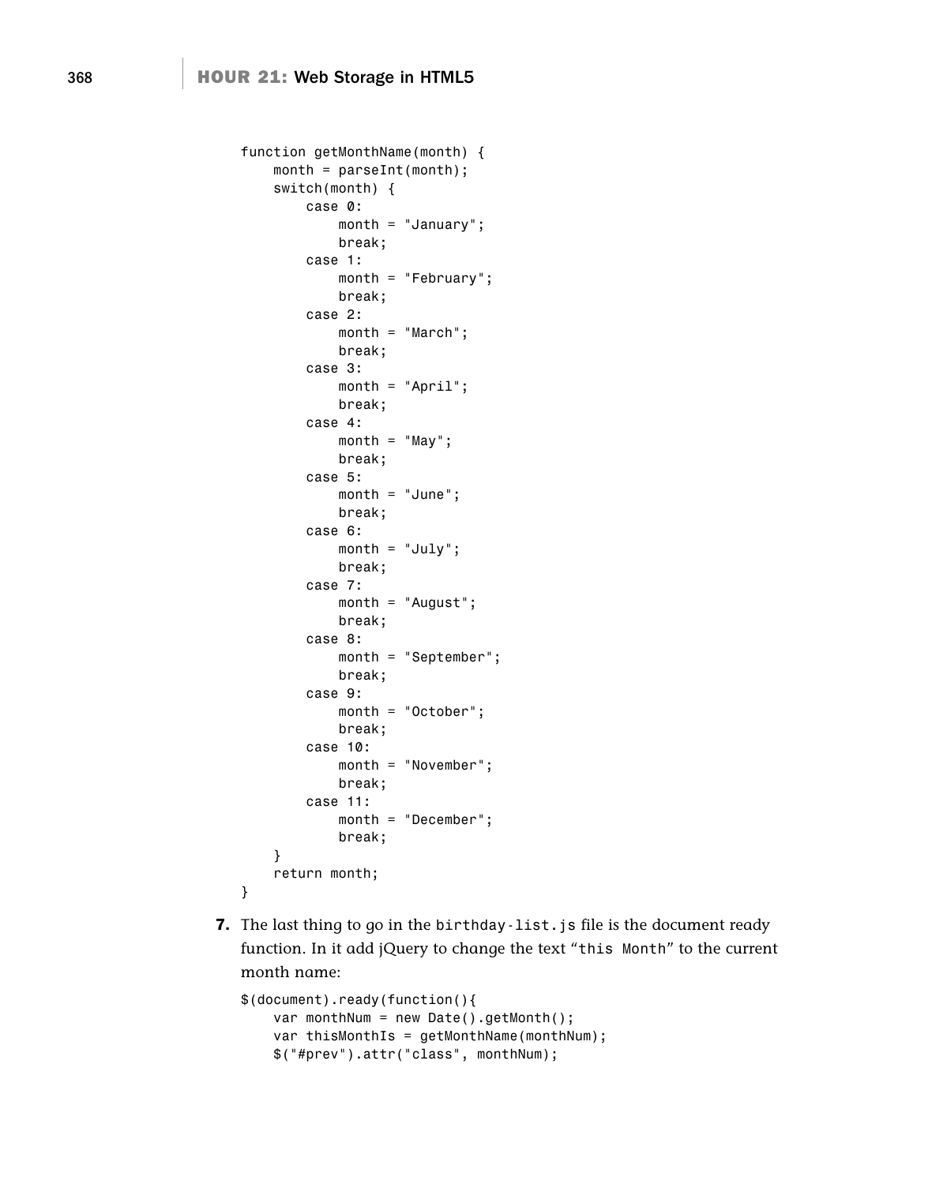```
function getMonthName(month) {
    month = parseInt(month);
    switch(month) {
        case 0:
            month = "January";
            break;
        case 1:
            month = "February";
            break;
        case 2:
            month = "March";
            break;
        case 3:
            month = "April";
            break;
        case 4:
            month = "May";
            break;
        case 5:
            month = "June";
            break;
        case 6:
            month = "July";
            break;
        case 7:
            month = "August";
            break;
        case 8:
            month = "September";
            break;
        case 9:
            month = "October";
            break;
        case 10:
            month = "November";
            break;
        case 11:
            month = "December";
            break;
    }
    return month;
}
```

**7.** The last thing to go in the `birthday-list.js` file is the document ready function. In it add jQuery to change the text "`this Month`" to the current month name:

```
$(document).ready(function(){
    var monthNum = new Date().getMonth();
    var thisMonthIs = getMonthName(monthNum);
    $("#prev").attr("class", monthNum);
```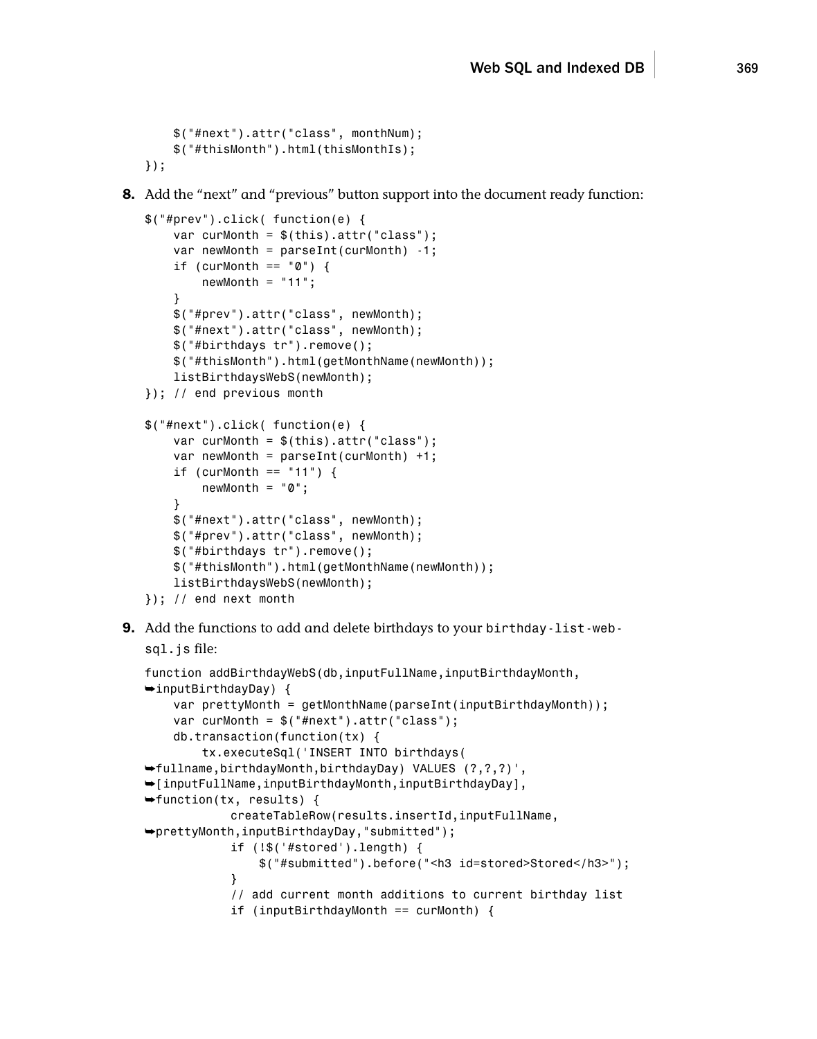```
    $("#next").attr("class", monthNum);
    $("#thisMonth").html(thisMonthIs);
});
```

8. Add the "next" and "previous" button support into the document ready function:

```
$("#prev").click( function(e) {
    var curMonth = $(this).attr("class");
    var newMonth = parseInt(curMonth) -1;
    if (curMonth == "0") {
        newMonth = "11";
    }
    $("#prev").attr("class", newMonth);
    $("#next").attr("class", newMonth);
    $("#birthdays tr").remove();
    $("#thisMonth").html(getMonthName(newMonth));
    listBirthdaysWebS(newMonth);
}); // end previous month

$("#next").click( function(e) {
    var curMonth = $(this).attr("class");
    var newMonth = parseInt(curMonth) +1;
    if (curMonth == "11") {
        newMonth = "0";
    }
    $("#next").attr("class", newMonth);
    $("#prev").attr("class", newMonth);
    $("#birthdays tr").remove();
    $("#thisMonth").html(getMonthName(newMonth));
    listBirthdaysWebS(newMonth);
}); // end next month
```

9. Add the functions to add and delete birthdays to your `birthday-list-web-sql.js` file:

```
function addBirthdayWebS(db,inputFullName,inputBirthdayMonth,
➥inputBirthdayDay) {
    var prettyMonth = getMonthName(parseInt(inputBirthdayMonth));
    var curMonth = $("#next").attr("class");
    db.transaction(function(tx) {
        tx.executeSql('INSERT INTO birthdays(
➥fullname,birthdayMonth,birthdayDay) VALUES (?,?,?)',
➥[inputFullName,inputBirthdayMonth,inputBirthdayDay],
➥function(tx, results) {
            createTableRow(results.insertId,inputFullName,
➥prettyMonth,inputBirthdayDay,"submitted");
            if (!$('#stored').length) {
                $("#submitted").before("<h3 id=stored>Stored</h3>");
            }
            // add current month additions to current birthday list
            if (inputBirthdayMonth == curMonth) {
```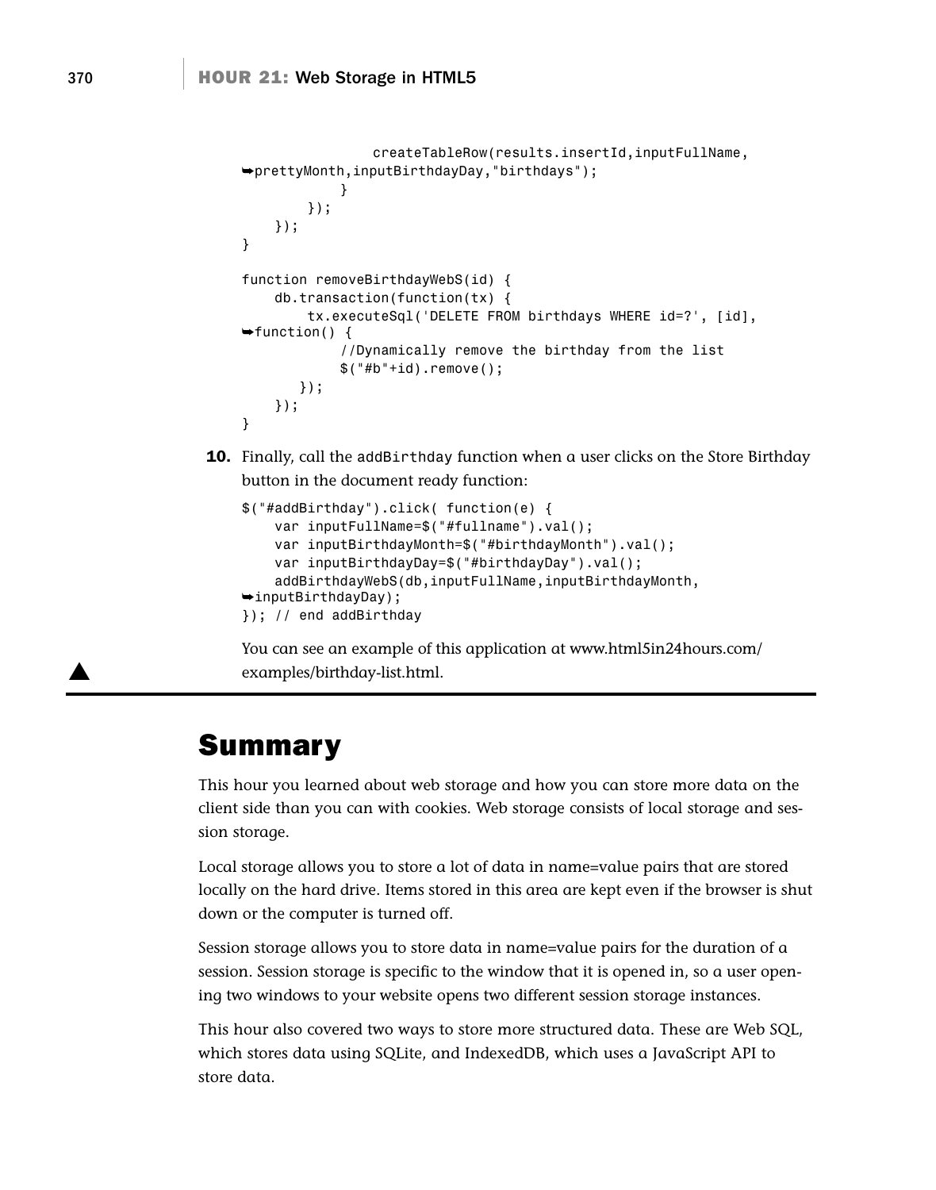```
                createTableRow(results.insertId,inputFullName,
➥prettyMonth,inputBirthdayDay,"birthdays");
            }
        });
    });
}

function removeBirthdayWebS(id) {
    db.transaction(function(tx) {
        tx.executeSql('DELETE FROM birthdays WHERE id=?', [id],
➥function() {
            //Dynamically remove the birthday from the list
            $("#b"+id).remove();
        });
    });
}
```

**10.** Finally, call the addBirthday function when a user clicks on the Store Birthday button in the document ready function:

```
$("#addBirthday").click( function(e) {
    var inputFullName=$("#fullname").val();
    var inputBirthdayMonth=$("#birthdayMonth").val();
    var inputBirthdayDay=$("#birthdayDay").val();
    addBirthdayWebS(db,inputFullName,inputBirthdayMonth,
➥inputBirthdayDay);
}); // end addBirthday
```

You can see an example of this application at www.html5in24hours.com/examples/birthday-list.html.

## Summary

This hour you learned about web storage and how you can store more data on the client side than you can with cookies. Web storage consists of local storage and session storage.

Local storage allows you to store a lot of data in name=value pairs that are stored locally on the hard drive. Items stored in this area are kept even if the browser is shut down or the computer is turned off.

Session storage allows you to store data in name=value pairs for the duration of a session. Session storage is specific to the window that it is opened in, so a user opening two windows to your website opens two different session storage instances.

This hour also covered two ways to store more structured data. These are Web SQL, which stores data using SQLite, and IndexedDB, which uses a JavaScript API to store data.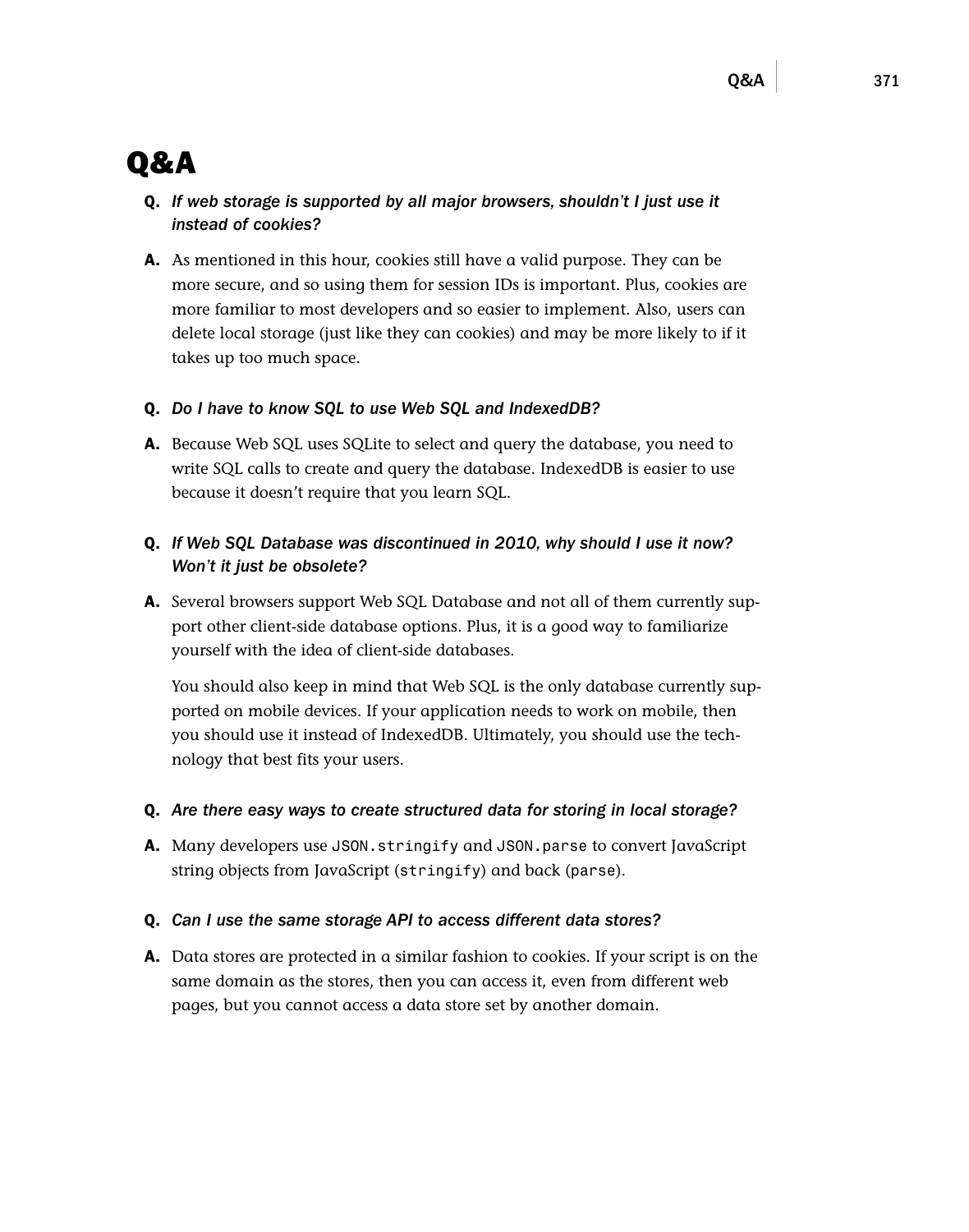# Q&A

**Q.** ***If web storage is supported by all major browsers, shouldn't I just use it instead of cookies?***

**A.** As mentioned in this hour, cookies still have a valid purpose. They can be more secure, and so using them for session IDs is important. Plus, cookies are more familiar to most developers and so easier to implement. Also, users can delete local storage (just like they can cookies) and may be more likely to if it takes up too much space.

**Q.** ***Do I have to know SQL to use Web SQL and IndexedDB?***

**A.** Because Web SQL uses SQLite to select and query the database, you need to write SQL calls to create and query the database. IndexedDB is easier to use because it doesn't require that you learn SQL.

**Q.** ***If Web SQL Database was discontinued in 2010, why should I use it now? Won't it just be obsolete?***

**A.** Several browsers support Web SQL Database and not all of them currently support other client-side database options. Plus, it is a good way to familiarize yourself with the idea of client-side databases.

You should also keep in mind that Web SQL is the only database currently supported on mobile devices. If your application needs to work on mobile, then you should use it instead of IndexedDB. Ultimately, you should use the technology that best fits your users.

**Q.** ***Are there easy ways to create structured data for storing in local storage?***

**A.** Many developers use `JSON.stringify` and `JSON.parse` to convert JavaScript string objects from JavaScript (`stringify`) and back (`parse`).

**Q.** ***Can I use the same storage API to access different data stores?***

**A.** Data stores are protected in a similar fashion to cookies. If your script is on the same domain as the stores, then you can access it, even from different web pages, but you cannot access a data store set by another domain.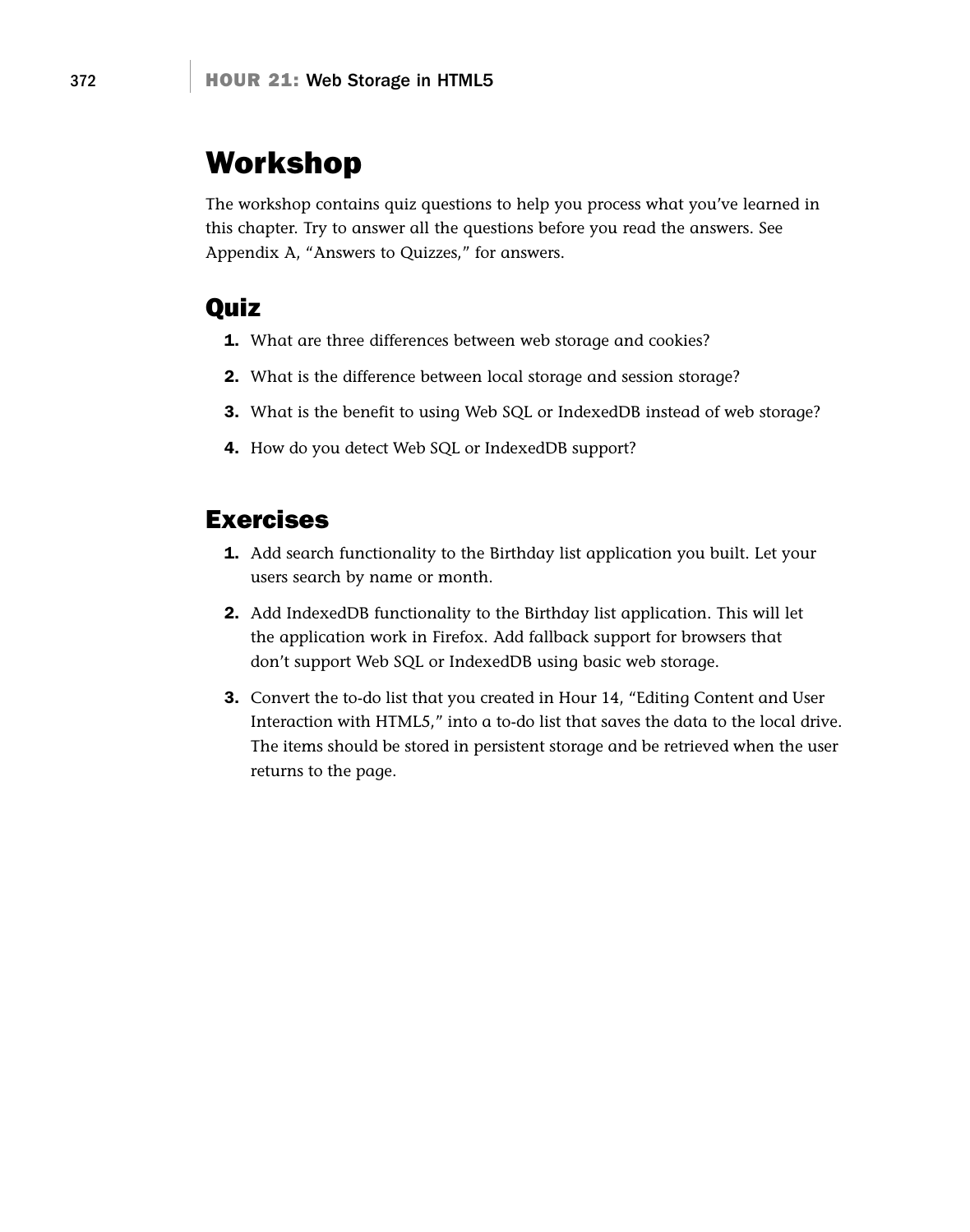## Workshop

The workshop contains quiz questions to help you process what you've learned in this chapter. Try to answer all the questions before you read the answers. See Appendix A, "Answers to Quizzes," for answers.

### Quiz

1. What are three differences between web storage and cookies?
2. What is the difference between local storage and session storage?
3. What is the benefit to using Web SQL or IndexedDB instead of web storage?
4. How do you detect Web SQL or IndexedDB support?

### Exercises

1. Add search functionality to the Birthday list application you built. Let your users search by name or month.
2. Add IndexedDB functionality to the Birthday list application. This will let the application work in Firefox. Add fallback support for browsers that don't support Web SQL or IndexedDB using basic web storage.
3. Convert the to-do list that you created in Hour 14, "Editing Content and User Interaction with HTML5," into a to-do list that saves the data to the local drive. The items should be stored in persistent storage and be retrieved when the user returns to the page.